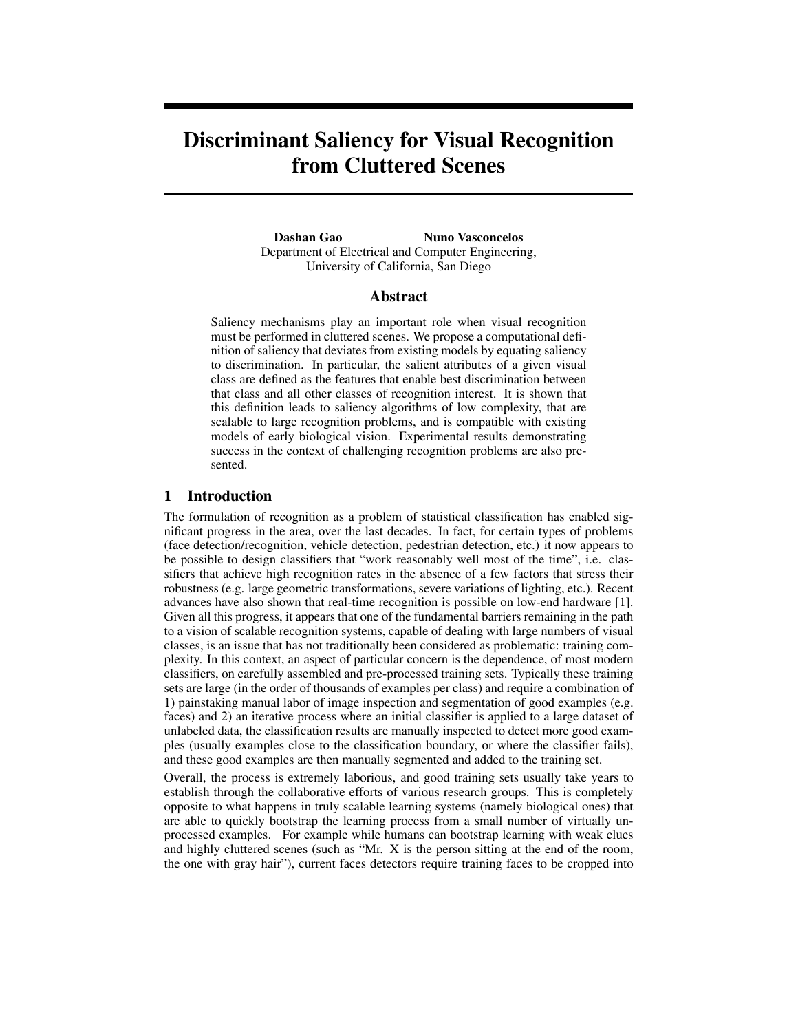# Discriminant Saliency for Visual Recognition from Cluttered Scenes

**Dashan Gao** **Nuno Vasconcelos**
Department of Electrical and Computer Engineering,
University of California, San Diego

## Abstract

Saliency mechanisms play an important role when visual recognition must be performed in cluttered scenes. We propose a computational definition of saliency that deviates from existing models by equating saliency to discrimination. In particular, the salient attributes of a given visual class are defined as the features that enable best discrimination between that class and all other classes of recognition interest. It is shown that this definition leads to saliency algorithms of low complexity, that are scalable to large recognition problems, and is compatible with existing models of early biological vision. Experimental results demonstrating success in the context of challenging recognition problems are also presented.

## 1 Introduction

The formulation of recognition as a problem of statistical classification has enabled significant progress in the area, over the last decades. In fact, for certain types of problems (face detection/recognition, vehicle detection, pedestrian detection, etc.) it now appears to be possible to design classifiers that "work reasonably well most of the time", i.e. classifiers that achieve high recognition rates in the absence of a few factors that stress their robustness (e.g. large geometric transformations, severe variations of lighting, etc.). Recent advances have also shown that real-time recognition is possible on low-end hardware [1]. Given all this progress, it appears that one of the fundamental barriers remaining in the path to a vision of scalable recognition systems, capable of dealing with large numbers of visual classes, is an issue that has not traditionally been considered as problematic: training complexity. In this context, an aspect of particular concern is the dependence, of most modern classifiers, on carefully assembled and pre-processed training sets. Typically these training sets are large (in the order of thousands of examples per class) and require a combination of 1) painstaking manual labor of image inspection and segmentation of good examples (e.g. faces) and 2) an iterative process where an initial classifier is applied to a large dataset of unlabeled data, the classification results are manually inspected to detect more good examples (usually examples close to the classification boundary, or where the classifier fails), and these good examples are then manually segmented and added to the training set.

Overall, the process is extremely laborious, and good training sets usually take years to establish through the collaborative efforts of various research groups. This is completely opposite to what happens in truly scalable learning systems (namely biological ones) that are able to quickly bootstrap the learning process from a small number of virtually unprocessed examples. For example while humans can bootstrap learning with weak clues and highly cluttered scenes (such as "Mr. X is the person sitting at the end of the room, the one with gray hair"), current faces detectors require training faces to be cropped into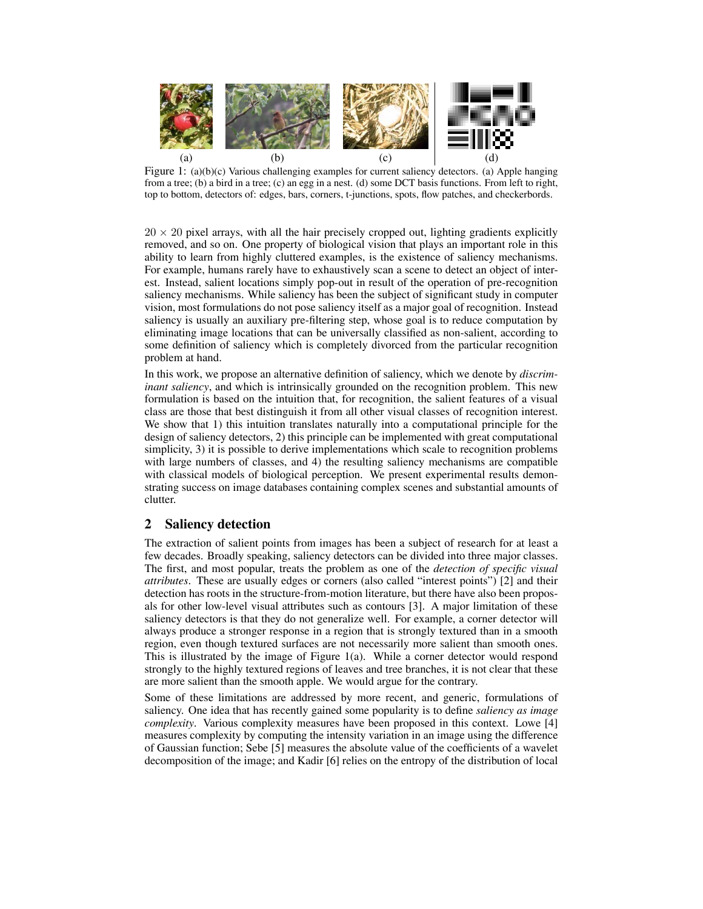Figure 1: (a)(b)(c) Various challenging examples for current saliency detectors. (a) Apple hanging from a tree; (b) a bird in a tree; (c) an egg in a nest. (d) some DCT basis functions. From left to right, top to bottom, detectors of: edges, bars, corners, t-junctions, spots, flow patches, and checkerbords.

$20 \times 20$ pixel arrays, with all the hair precisely cropped out, lighting gradients explicitly removed, and so on. One property of biological vision that plays an important role in this ability to learn from highly cluttered examples, is the existence of saliency mechanisms. For example, humans rarely have to exhaustively scan a scene to detect an object of interest. Instead, salient locations simply pop-out in result of the operation of pre-recognition saliency mechanisms. While saliency has been the subject of significant study in computer vision, most formulations do not pose saliency itself as a major goal of recognition. Instead saliency is usually an auxiliary pre-filtering step, whose goal is to reduce computation by eliminating image locations that can be universally classified as non-salient, according to some definition of saliency which is completely divorced from the particular recognition problem at hand.

In this work, we propose an alternative definition of saliency, which we denote by *discriminant saliency*, and which is intrinsically grounded on the recognition problem. This new formulation is based on the intuition that, for recognition, the salient features of a visual class are those that best distinguish it from all other visual classes of recognition interest. We show that 1) this intuition translates naturally into a computational principle for the design of saliency detectors, 2) this principle can be implemented with great computational simplicity, 3) it is possible to derive implementations which scale to recognition problems with large numbers of classes, and 4) the resulting saliency mechanisms are compatible with classical models of biological perception. We present experimental results demonstrating success on image databases containing complex scenes and substantial amounts of clutter.

## 2 Saliency detection

The extraction of salient points from images has been a subject of research for at least a few decades. Broadly speaking, saliency detectors can be divided into three major classes. The first, and most popular, treats the problem as one of the *detection of specific visual attributes*. These are usually edges or corners (also called "interest points") [2] and their detection has roots in the structure-from-motion literature, but there have also been proposals for other low-level visual attributes such as contours [3]. A major limitation of these saliency detectors is that they do not generalize well. For example, a corner detector will always produce a stronger response in a region that is strongly textured than in a smooth region, even though textured surfaces are not necessarily more salient than smooth ones. This is illustrated by the image of Figure 1(a). While a corner detector would respond strongly to the highly textured regions of leaves and tree branches, it is not clear that these are more salient than the smooth apple. We would argue for the contrary.

Some of these limitations are addressed by more recent, and generic, formulations of saliency. One idea that has recently gained some popularity is to define *saliency as image complexity*. Various complexity measures have been proposed in this context. Lowe [4] measures complexity by computing the intensity variation in an image using the difference of Gaussian function; Sebe [5] measures the absolute value of the coefficients of a wavelet decomposition of the image; and Kadir [6] relies on the entropy of the distribution of local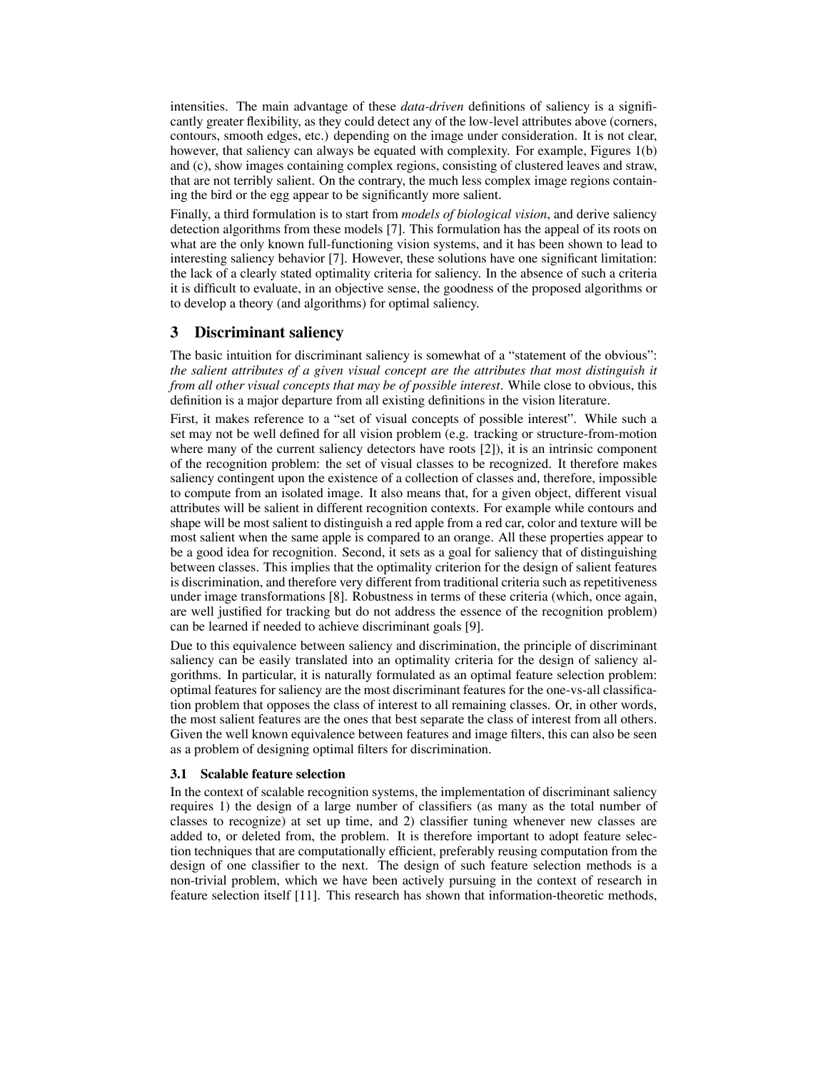intensities. The main advantage of these *data-driven* definitions of saliency is a significantly greater flexibility, as they could detect any of the low-level attributes above (corners, contours, smooth edges, etc.) depending on the image under consideration. It is not clear, however, that saliency can always be equated with complexity. For example, Figures 1(b) and (c), show images containing complex regions, consisting of clustered leaves and straw, that are not terribly salient. On the contrary, the much less complex image regions containing the bird or the egg appear to be significantly more salient.

Finally, a third formulation is to start from *models of biological vision*, and derive saliency detection algorithms from these models [7]. This formulation has the appeal of its roots on what are the only known full-functioning vision systems, and it has been shown to lead to interesting saliency behavior [7]. However, these solutions have one significant limitation: the lack of a clearly stated optimality criteria for saliency. In the absence of such a criteria it is difficult to evaluate, in an objective sense, the goodness of the proposed algorithms or to develop a theory (and algorithms) for optimal saliency.

## 3 Discriminant saliency

The basic intuition for discriminant saliency is somewhat of a "statement of the obvious": *the salient attributes of a given visual concept are the attributes that most distinguish it from all other visual concepts that may be of possible interest*. While close to obvious, this definition is a major departure from all existing definitions in the vision literature.

First, it makes reference to a "set of visual concepts of possible interest". While such a set may not be well defined for all vision problem (e.g. tracking or structure-from-motion where many of the current saliency detectors have roots [2]), it is an intrinsic component of the recognition problem: the set of visual classes to be recognized. It therefore makes saliency contingent upon the existence of a collection of classes and, therefore, impossible to compute from an isolated image. It also means that, for a given object, different visual attributes will be salient in different recognition contexts. For example while contours and shape will be most salient to distinguish a red apple from a red car, color and texture will be most salient when the same apple is compared to an orange. All these properties appear to be a good idea for recognition. Second, it sets as a goal for saliency that of distinguishing between classes. This implies that the optimality criterion for the design of salient features is discrimination, and therefore very different from traditional criteria such as repetitiveness under image transformations [8]. Robustness in terms of these criteria (which, once again, are well justified for tracking but do not address the essence of the recognition problem) can be learned if needed to achieve discriminant goals [9].

Due to this equivalence between saliency and discrimination, the principle of discriminant saliency can be easily translated into an optimality criteria for the design of saliency algorithms. In particular, it is naturally formulated as an optimal feature selection problem: optimal features for saliency are the most discriminant features for the one-vs-all classification problem that opposes the class of interest to all remaining classes. Or, in other words, the most salient features are the ones that best separate the class of interest from all others. Given the well known equivalence between features and image filters, this can also be seen as a problem of designing optimal filters for discrimination.

### 3.1 Scalable feature selection

In the context of scalable recognition systems, the implementation of discriminant saliency requires 1) the design of a large number of classifiers (as many as the total number of classes to recognize) at set up time, and 2) classifier tuning whenever new classes are added to, or deleted from, the problem. It is therefore important to adopt feature selection techniques that are computationally efficient, preferably reusing computation from the design of one classifier to the next. The design of such feature selection methods is a non-trivial problem, which we have been actively pursuing in the context of research in feature selection itself [11]. This research has shown that information-theoretic methods,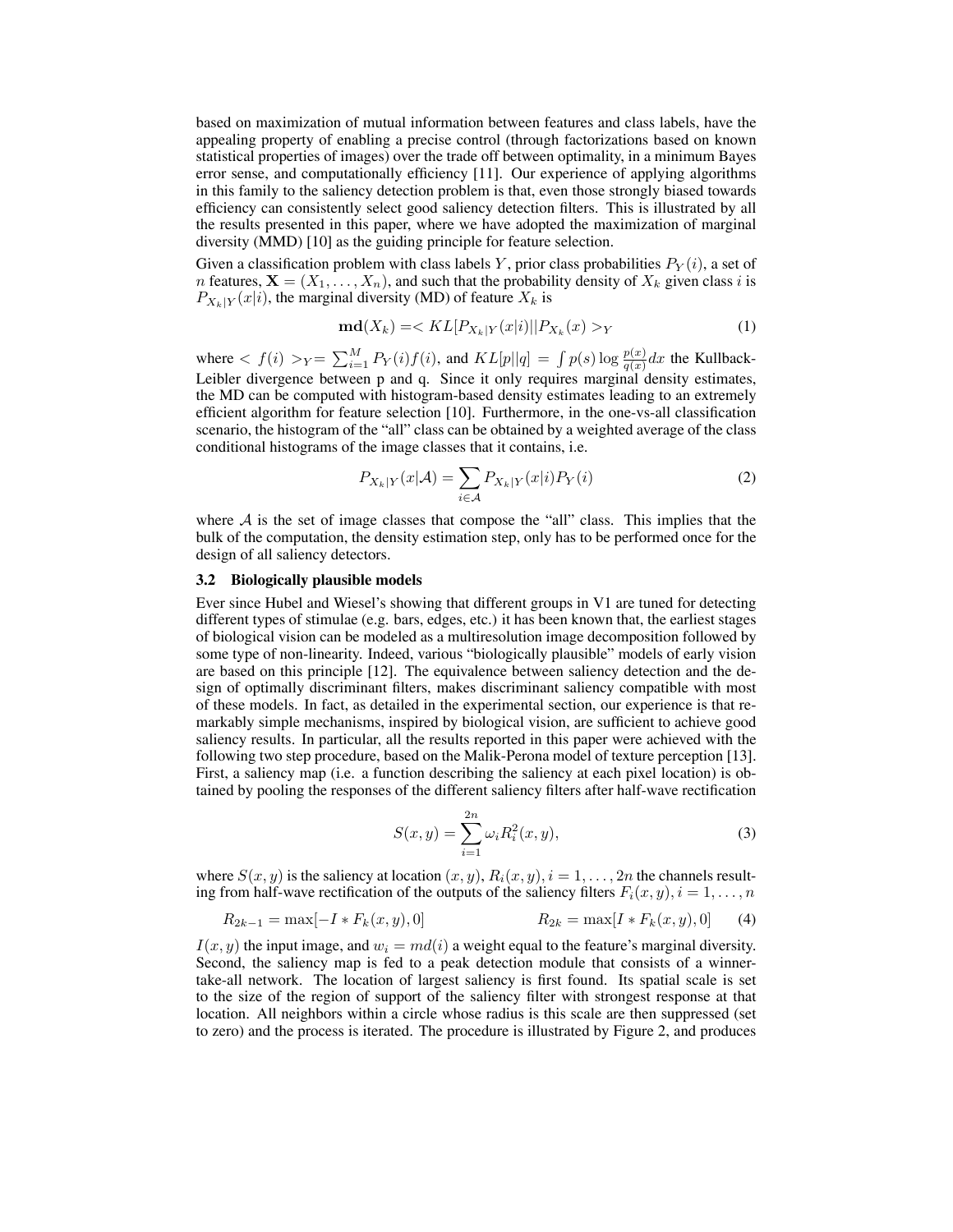based on maximization of mutual information between features and class labels, have the appealing property of enabling a precise control (through factorizations based on known statistical properties of images) over the trade off between optimality, in a minimum Bayes error sense, and computationally efficiency [11]. Our experience of applying algorithms in this family to the saliency detection problem is that, even those strongly biased towards efficiency can consistently select good saliency detection filters. This is illustrated by all the results presented in this paper, where we have adopted the maximization of marginal diversity (MMD) [10] as the guiding principle for feature selection.

Given a classification problem with class labels $Y$, prior class probabilities $P_Y(i)$, a set of $n$ features, $\mathbf{X} = (X_1, \ldots, X_n)$, and such that the probability density of $X_k$ given class $i$ is $P_{X_k|Y}(x|i)$, the marginal diversity (MD) of feature $X_k$ is

$$\mathbf{md}(X_k) = < KL[P_{X_k|Y}(x|i)||P_{X_k}(x) >_Y \tag{1}$$

where $< f(i) >_Y = \sum_{i=1}^{M} P_Y(i) f(i)$, and $KL[p||q] = \int p(s) \log \frac{p(x)}{q(x)} dx$ the Kullback-Leibler divergence between p and q. Since it only requires marginal density estimates, the MD can be computed with histogram-based density estimates leading to an extremely efficient algorithm for feature selection [10]. Furthermore, in the one-vs-all classification scenario, the histogram of the "all" class can be obtained by a weighted average of the class conditional histograms of the image classes that it contains, i.e.

$$P_{X_k|Y}(x|\mathcal{A}) = \sum_{i \in \mathcal{A}} P_{X_k|Y}(x|i) P_Y(i) \tag{2}$$

where $\mathcal{A}$ is the set of image classes that compose the "all" class. This implies that the bulk of the computation, the density estimation step, only has to be performed once for the design of all saliency detectors.

### 3.2 Biologically plausible models

Ever since Hubel and Wiesel's showing that different groups in V1 are tuned for detecting different types of stimulae (e.g. bars, edges, etc.) it has been known that, the earliest stages of biological vision can be modeled as a multiresolution image decomposition followed by some type of non-linearity. Indeed, various "biologically plausible" models of early vision are based on this principle [12]. The equivalence between saliency detection and the design of optimally discriminant filters, makes discriminant saliency compatible with most of these models. In fact, as detailed in the experimental section, our experience is that remarkably simple mechanisms, inspired by biological vision, are sufficient to achieve good saliency results. In particular, all the results reported in this paper were achieved with the following two step procedure, based on the Malik-Perona model of texture perception [13]. First, a saliency map (i.e. a function describing the saliency at each pixel location) is obtained by pooling the responses of the different saliency filters after half-wave rectification

$$S(x, y) = \sum_{i=1}^{2n} \omega_i R_i^2(x, y), \tag{3}$$

where $S(x, y)$ is the saliency at location $(x, y)$, $R_i(x, y), i = 1, \ldots, 2n$ the channels resulting from half-wave rectification of the outputs of the saliency filters $F_i(x, y), i = 1, \ldots, n$

$$R_{2k-1} = \max[-I * F_k(x, y), 0] \qquad\qquad R_{2k} = \max[I * F_k(x, y), 0] \tag{4}$$

$I(x, y)$ the input image, and $w_i = md(i)$ a weight equal to the feature's marginal diversity. Second, the saliency map is fed to a peak detection module that consists of a winner-take-all network. The location of largest saliency is first found. Its spatial scale is set to the size of the region of support of the saliency filter with strongest response at that location. All neighbors within a circle whose radius is this scale are then suppressed (set to zero) and the process is iterated. The procedure is illustrated by Figure 2, and produces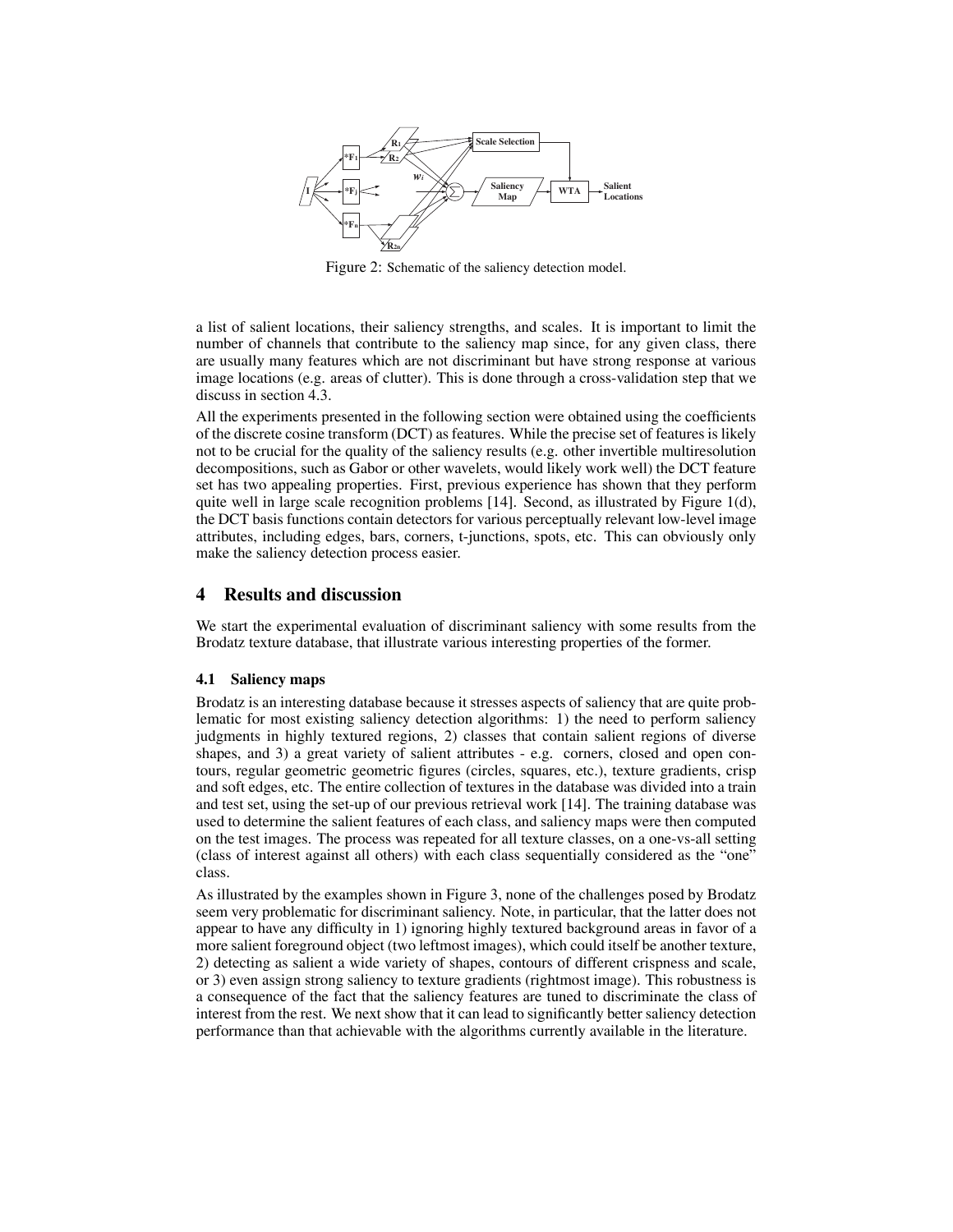Figure 2: Schematic of the saliency detection model.

a list of salient locations, their saliency strengths, and scales. It is important to limit the number of channels that contribute to the saliency map since, for any given class, there are usually many features which are not discriminant but have strong response at various image locations (e.g. areas of clutter). This is done through a cross-validation step that we discuss in section 4.3.

All the experiments presented in the following section were obtained using the coefficients of the discrete cosine transform (DCT) as features. While the precise set of features is likely not to be crucial for the quality of the saliency results (e.g. other invertible multiresolution decompositions, such as Gabor or other wavelets, would likely work well) the DCT feature set has two appealing properties. First, previous experience has shown that they perform quite well in large scale recognition problems [14]. Second, as illustrated by Figure 1(d), the DCT basis functions contain detectors for various perceptually relevant low-level image attributes, including edges, bars, corners, t-junctions, spots, etc. This can obviously only make the saliency detection process easier.

## 4 Results and discussion

We start the experimental evaluation of discriminant saliency with some results from the Brodatz texture database, that illustrate various interesting properties of the former.

### 4.1 Saliency maps

Brodatz is an interesting database because it stresses aspects of saliency that are quite problematic for most existing saliency detection algorithms: 1) the need to perform saliency judgments in highly textured regions, 2) classes that contain salient regions of diverse shapes, and 3) a great variety of salient attributes - e.g. corners, closed and open contours, regular geometric geometric figures (circles, squares, etc.), texture gradients, crisp and soft edges, etc. The entire collection of textures in the database was divided into a train and test set, using the set-up of our previous retrieval work [14]. The training database was used to determine the salient features of each class, and saliency maps were then computed on the test images. The process was repeated for all texture classes, on a one-vs-all setting (class of interest against all others) with each class sequentially considered as the "one" class.

As illustrated by the examples shown in Figure 3, none of the challenges posed by Brodatz seem very problematic for discriminant saliency. Note, in particular, that the latter does not appear to have any difficulty in 1) ignoring highly textured background areas in favor of a more salient foreground object (two leftmost images), which could itself be another texture, 2) detecting as salient a wide variety of shapes, contours of different crispness and scale, or 3) even assign strong saliency to texture gradients (rightmost image). This robustness is a consequence of the fact that the saliency features are tuned to discriminate the class of interest from the rest. We next show that it can lead to significantly better saliency detection performance than that achievable with the algorithms currently available in the literature.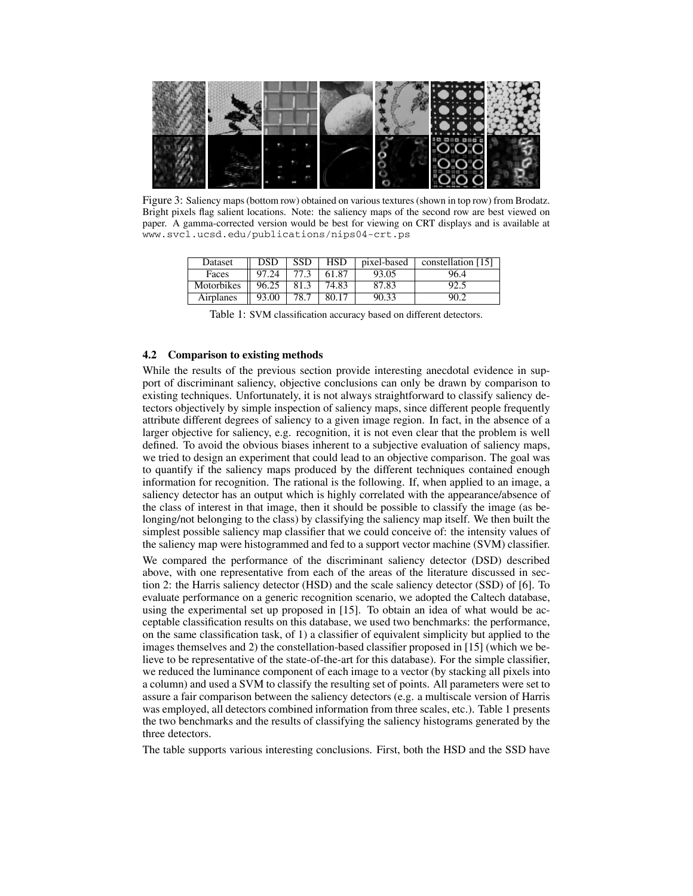Figure 3: Saliency maps (bottom row) obtained on various textures (shown in top row) from Brodatz. Bright pixels flag salient locations. Note: the saliency maps of the second row are best viewed on paper. A gamma-corrected version would be best for viewing on CRT displays and is available at www.svcl.ucsd.edu/publications/nips04-crt.ps

| Dataset | DSD | SSD | HSD | pixel-based | constellation [15] |
|---|---|---|---|---|---|
| Faces | 97.24 | 77.3 | 61.87 | 93.05 | 96.4 |
| Motorbikes | 96.25 | 81.3 | 74.83 | 87.83 | 92.5 |
| Airplanes | 93.00 | 78.7 | 80.17 | 90.33 | 90.2 |

Table 1: SVM classification accuracy based on different detectors.

### 4.2 Comparison to existing methods

While the results of the previous section provide interesting anecdotal evidence in support of discriminant saliency, objective conclusions can only be drawn by comparison to existing techniques. Unfortunately, it is not always straightforward to classify saliency detectors objectively by simple inspection of saliency maps, since different people frequently attribute different degrees of saliency to a given image region. In fact, in the absence of a larger objective for saliency, e.g. recognition, it is not even clear that the problem is well defined. To avoid the obvious biases inherent to a subjective evaluation of saliency maps, we tried to design an experiment that could lead to an objective comparison. The goal was to quantify if the saliency maps produced by the different techniques contained enough information for recognition. The rational is the following. If, when applied to an image, a saliency detector has an output which is highly correlated with the appearance/absence of the class of interest in that image, then it should be possible to classify the image (as belonging/not belonging to the class) by classifying the saliency map itself. We then built the simplest possible saliency map classifier that we could conceive of: the intensity values of the saliency map were histogrammed and fed to a support vector machine (SVM) classifier.

We compared the performance of the discriminant saliency detector (DSD) described above, with one representative from each of the areas of the literature discussed in section 2: the Harris saliency detector (HSD) and the scale saliency detector (SSD) of [6]. To evaluate performance on a generic recognition scenario, we adopted the Caltech database, using the experimental set up proposed in [15]. To obtain an idea of what would be acceptable classification results on this database, we used two benchmarks: the performance, on the same classification task, of 1) a classifier of equivalent simplicity but applied to the images themselves and 2) the constellation-based classifier proposed in [15] (which we believe to be representative of the state-of-the-art for this database). For the simple classifier, we reduced the luminance component of each image to a vector (by stacking all pixels into a column) and used a SVM to classify the resulting set of points. All parameters were set to assure a fair comparison between the saliency detectors (e.g. a multiscale version of Harris was employed, all detectors combined information from three scales, etc.). Table 1 presents the two benchmarks and the results of classifying the saliency histograms generated by the three detectors.

The table supports various interesting conclusions. First, both the HSD and the SSD have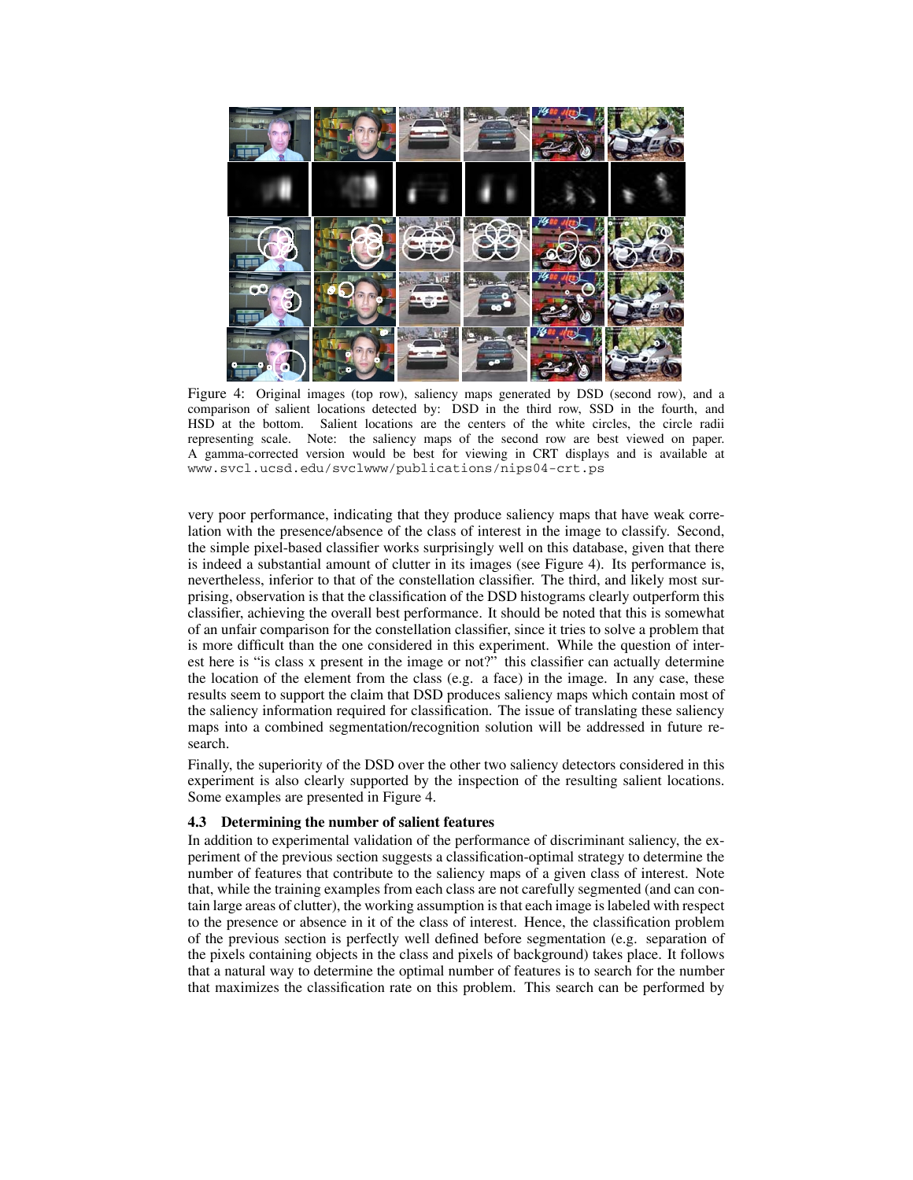Figure 4: Original images (top row), saliency maps generated by DSD (second row), and a comparison of salient locations detected by: DSD in the third row, SSD in the fourth, and HSD at the bottom. Salient locations are the centers of the white circles, the circle radii representing scale. Note: the saliency maps of the second row are best viewed on paper. A gamma-corrected version would be best for viewing in CRT displays and is available at www.svcl.ucsd.edu/svclwww/publications/nips04-crt.ps

very poor performance, indicating that they produce saliency maps that have weak correlation with the presence/absence of the class of interest in the image to classify. Second, the simple pixel-based classifier works surprisingly well on this database, given that there is indeed a substantial amount of clutter in its images (see Figure 4). Its performance is, nevertheless, inferior to that of the constellation classifier. The third, and likely most surprising, observation is that the classification of the DSD histograms clearly outperform this classifier, achieving the overall best performance. It should be noted that this is somewhat of an unfair comparison for the constellation classifier, since it tries to solve a problem that is more difficult than the one considered in this experiment. While the question of interest here is "is class x present in the image or not?" this classifier can actually determine the location of the element from the class (e.g. a face) in the image. In any case, these results seem to support the claim that DSD produces saliency maps which contain most of the saliency information required for classification. The issue of translating these saliency maps into a combined segmentation/recognition solution will be addressed in future research.

Finally, the superiority of the DSD over the other two saliency detectors considered in this experiment is also clearly supported by the inspection of the resulting salient locations. Some examples are presented in Figure 4.

### 4.3 Determining the number of salient features

In addition to experimental validation of the performance of discriminant saliency, the experiment of the previous section suggests a classification-optimal strategy to determine the number of features that contribute to the saliency maps of a given class of interest. Note that, while the training examples from each class are not carefully segmented (and can contain large areas of clutter), the working assumption is that each image is labeled with respect to the presence or absence in it of the class of interest. Hence, the classification problem of the previous section is perfectly well defined before segmentation (e.g. separation of the pixels containing objects in the class and pixels of background) takes place. It follows that a natural way to determine the optimal number of features is to search for the number that maximizes the classification rate on this problem. This search can be performed by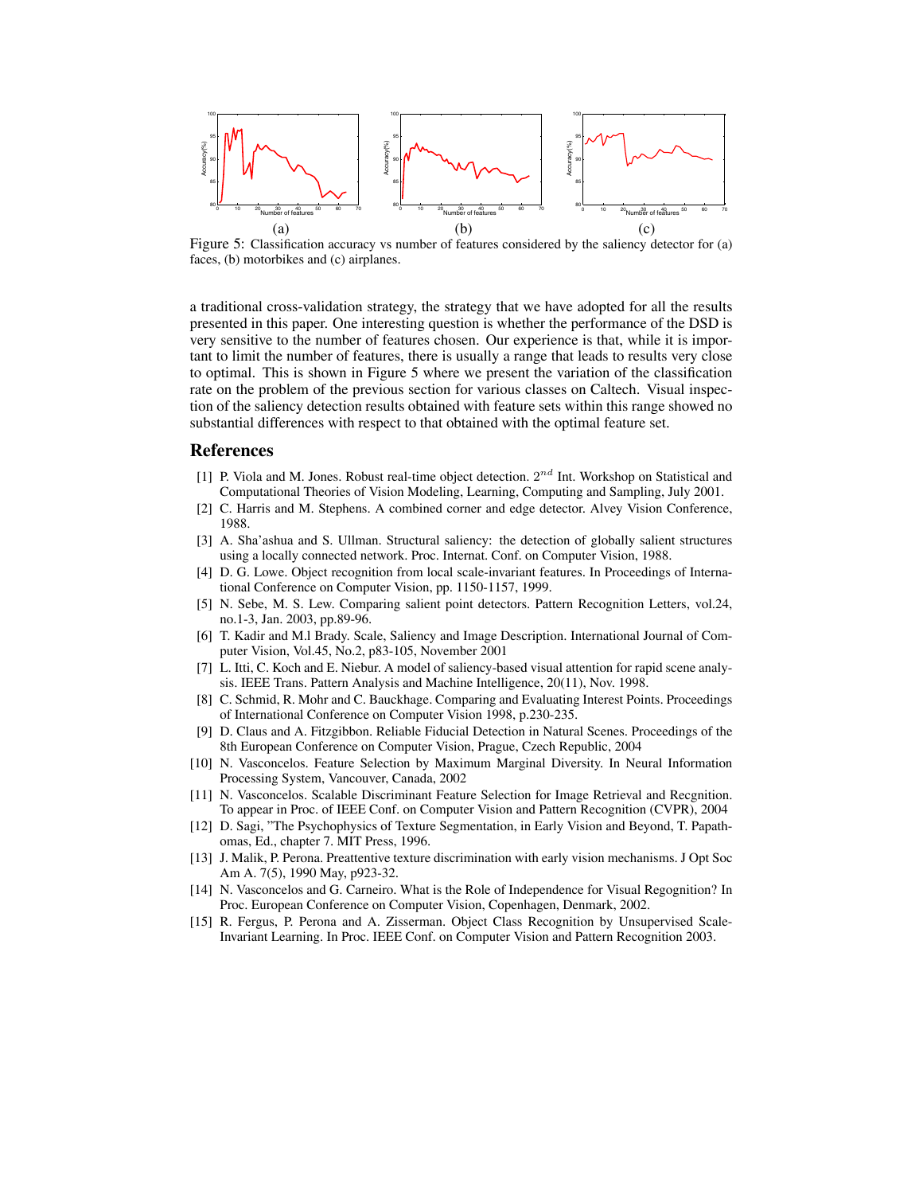100

95

90

85

80

Accuracy(%)

0 10 20 30 40 50 60 70

Number of features

(a)

100

95

90

85

80

Accuracy(%)

0 10 20 30 40 50 60 70

Number of features

(b)

100

95

90

85

80

Accuracy(%)

0 10 20 30 40 50 60 70

Number of features

(c)

Figure 5: Classification accuracy vs number of features considered by the saliency detector for (a) faces, (b) motorbikes and (c) airplanes.

a traditional cross-validation strategy, the strategy that we have adopted for all the results presented in this paper. One interesting question is whether the performance of the DSD is very sensitive to the number of features chosen. Our experience is that, while it is important to limit the number of features, there is usually a range that leads to results very close to optimal. This is shown in Figure 5 where we present the variation of the classification rate on the problem of the previous section for various classes on Caltech. Visual inspection of the saliency detection results obtained with feature sets within this range showed no substantial differences with respect to that obtained with the optimal feature set.

## References

[1] P. Viola and M. Jones. Robust real-time object detection. $2^{nd}$ Int. Workshop on Statistical and Computational Theories of Vision Modeling, Learning, Computing and Sampling, July 2001.

[2] C. Harris and M. Stephens. A combined corner and edge detector. Alvey Vision Conference, 1988.

[3] A. Sha'ashua and S. Ullman. Structural saliency: the detection of globally salient structures using a locally connected network. Proc. Internat. Conf. on Computer Vision, 1988.

[4] D. G. Lowe. Object recognition from local scale-invariant features. In Proceedings of International Conference on Computer Vision, pp. 1150-1157, 1999.

[5] N. Sebe, M. S. Lew. Comparing salient point detectors. Pattern Recognition Letters, vol.24, no.1-3, Jan. 2003, pp.89-96.

[6] T. Kadir and M.l Brady. Scale, Saliency and Image Description. International Journal of Computer Vision, Vol.45, No.2, p83-105, November 2001

[7] L. Itti, C. Koch and E. Niebur. A model of saliency-based visual attention for rapid scene analysis. IEEE Trans. Pattern Analysis and Machine Intelligence, 20(11), Nov. 1998.

[8] C. Schmid, R. Mohr and C. Bauckhage. Comparing and Evaluating Interest Points. Proceedings of International Conference on Computer Vision 1998, p.230-235.

[9] D. Claus and A. Fitzgibbon. Reliable Fiducial Detection in Natural Scenes. Proceedings of the 8th European Conference on Computer Vision, Prague, Czech Republic, 2004

[10] N. Vasconcelos. Feature Selection by Maximum Marginal Diversity. In Neural Information Processing System, Vancouver, Canada, 2002

[11] N. Vasconcelos. Scalable Discriminant Feature Selection for Image Retrieval and Recgnition. To appear in Proc. of IEEE Conf. on Computer Vision and Pattern Recognition (CVPR), 2004

[12] D. Sagi, "The Psychophysics of Texture Segmentation, in Early Vision and Beyond, T. Papathomas, Ed., chapter 7. MIT Press, 1996.

[13] J. Malik, P. Perona. Preattentive texture discrimination with early vision mechanisms. J Opt Soc Am A. 7(5), 1990 May, p923-32.

[14] N. Vasconcelos and G. Carneiro. What is the Role of Independence for Visual Regognition? In Proc. European Conference on Computer Vision, Copenhagen, Denmark, 2002.

[15] R. Fergus, P. Perona and A. Zisserman. Object Class Recognition by Unsupervised Scale-Invariant Learning. In Proc. IEEE Conf. on Computer Vision and Pattern Recognition 2003.